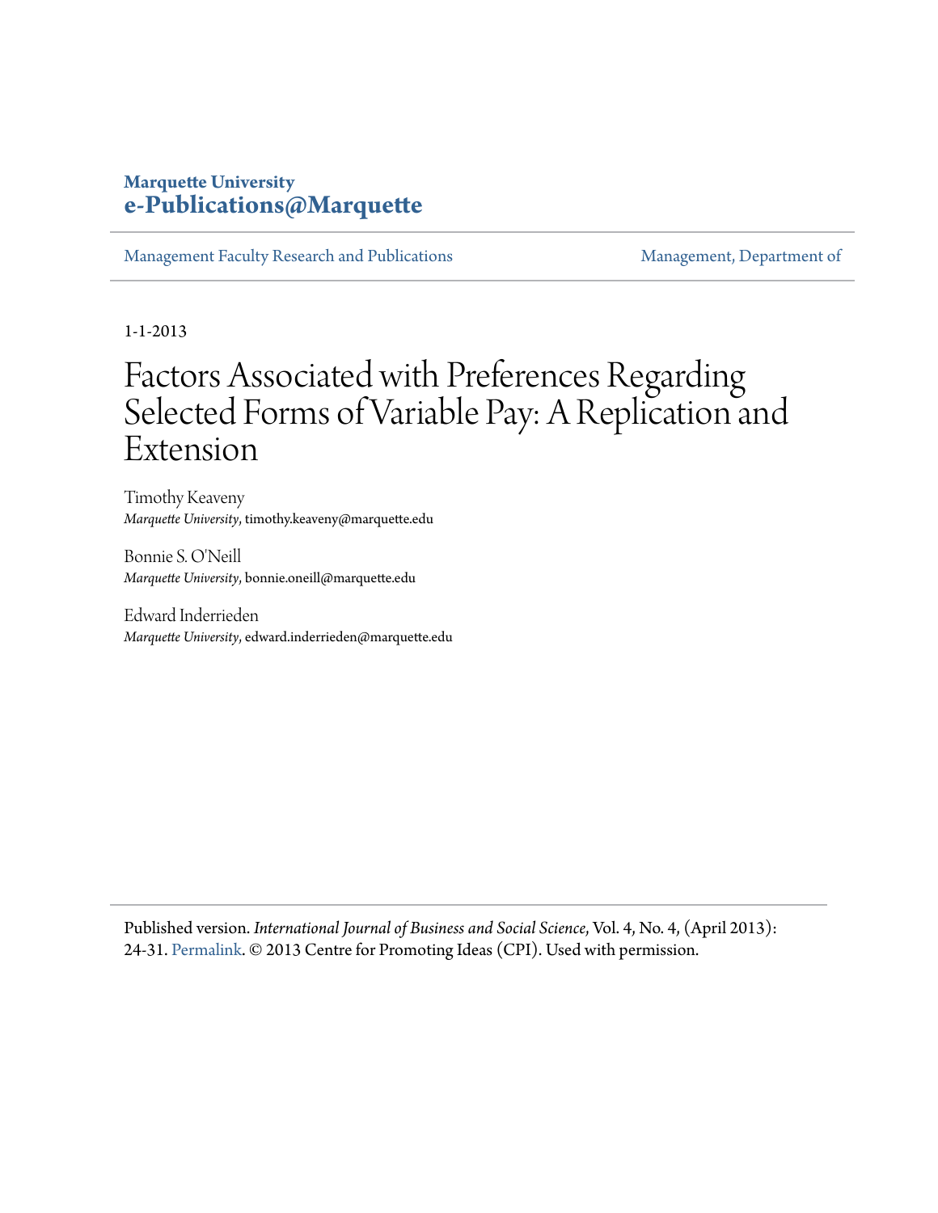**Marquette University**
**e-Publications@Marquette**

Management Faculty Research and Publications | Management, Department of

1-1-2013

# Factors Associated with Preferences Regarding Selected Forms of Variable Pay: A Replication and Extension

Timothy Keaveny
*Marquette University*, timothy.keaveny@marquette.edu

Bonnie S. O'Neill
*Marquette University*, bonnie.oneill@marquette.edu

Edward Inderrieden
*Marquette University*, edward.inderrieden@marquette.edu

Published version. *International Journal of Business and Social Science*, Vol. 4, No. 4, (April 2013): 24-31. Permalink. © 2013 Centre for Promoting Ideas (CPI). Used with permission.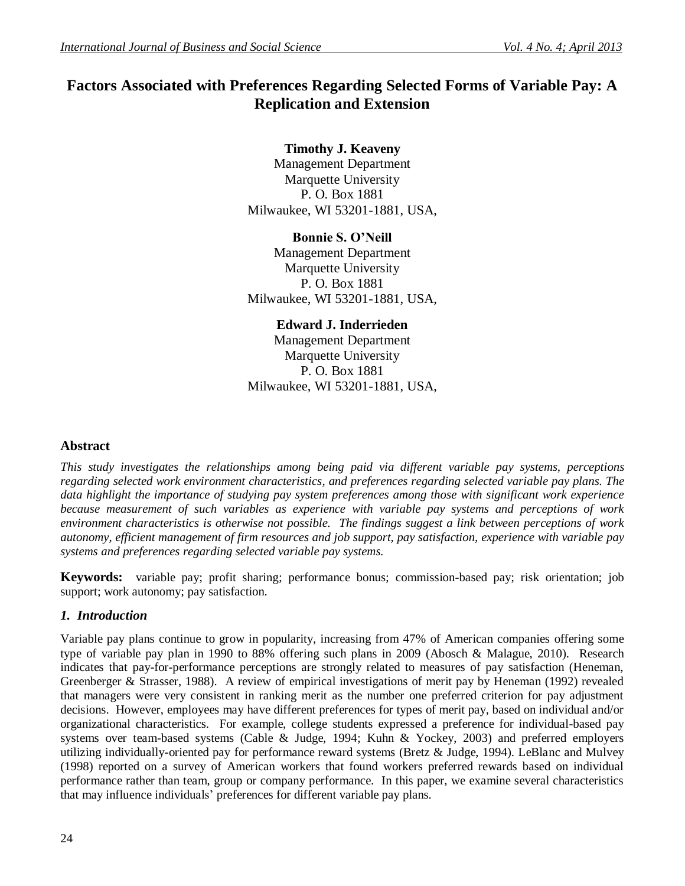# Factors Associated with Preferences Regarding Selected Forms of Variable Pay: A Replication and Extension

**Timothy J. Keaveny**
Management Department
Marquette University
P. O. Box 1881
Milwaukee, WI 53201-1881, USA,

**Bonnie S. O'Neill**
Management Department
Marquette University
P. O. Box 1881
Milwaukee, WI 53201-1881, USA,

**Edward J. Inderrieden**
Management Department
Marquette University
P. O. Box 1881
Milwaukee, WI 53201-1881, USA,

## Abstract

*This study investigates the relationships among being paid via different variable pay systems, perceptions regarding selected work environment characteristics, and preferences regarding selected variable pay plans. The data highlight the importance of studying pay system preferences among those with significant work experience because measurement of such variables as experience with variable pay systems and perceptions of work environment characteristics is otherwise not possible. The findings suggest a link between perceptions of work autonomy, efficient management of firm resources and job support, pay satisfaction, experience with variable pay systems and preferences regarding selected variable pay systems.*

**Keywords:** variable pay; profit sharing; performance bonus; commission-based pay; risk orientation; job support; work autonomy; pay satisfaction.

## *1. Introduction*

Variable pay plans continue to grow in popularity, increasing from 47% of American companies offering some type of variable pay plan in 1990 to 88% offering such plans in 2009 (Abosch & Malague, 2010). Research indicates that pay-for-performance perceptions are strongly related to measures of pay satisfaction (Heneman, Greenberger & Strasser, 1988). A review of empirical investigations of merit pay by Heneman (1992) revealed that managers were very consistent in ranking merit as the number one preferred criterion for pay adjustment decisions. However, employees may have different preferences for types of merit pay, based on individual and/or organizational characteristics. For example, college students expressed a preference for individual-based pay systems over team-based systems (Cable & Judge, 1994; Kuhn & Yockey, 2003) and preferred employers utilizing individually-oriented pay for performance reward systems (Bretz & Judge, 1994). LeBlanc and Mulvey (1998) reported on a survey of American workers that found workers preferred rewards based on individual performance rather than team, group or company performance. In this paper, we examine several characteristics that may influence individuals' preferences for different variable pay plans.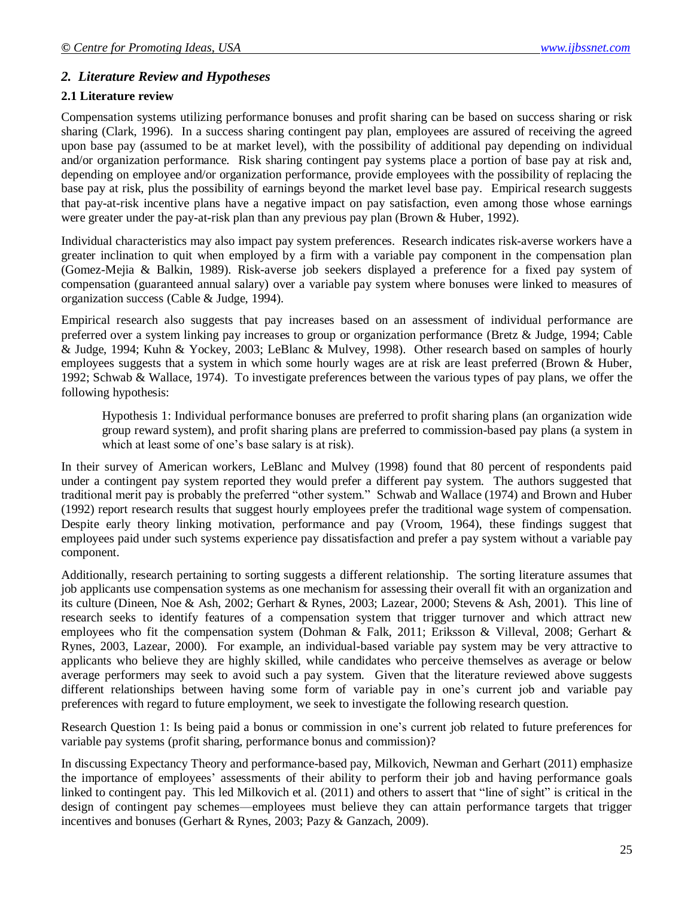## *2. Literature Review and Hypotheses*

### 2.1 Literature review

Compensation systems utilizing performance bonuses and profit sharing can be based on success sharing or risk sharing (Clark, 1996). In a success sharing contingent pay plan, employees are assured of receiving the agreed upon base pay (assumed to be at market level), with the possibility of additional pay depending on individual and/or organization performance. Risk sharing contingent pay systems place a portion of base pay at risk and, depending on employee and/or organization performance, provide employees with the possibility of replacing the base pay at risk, plus the possibility of earnings beyond the market level base pay. Empirical research suggests that pay-at-risk incentive plans have a negative impact on pay satisfaction, even among those whose earnings were greater under the pay-at-risk plan than any previous pay plan (Brown & Huber, 1992).

Individual characteristics may also impact pay system preferences. Research indicates risk-averse workers have a greater inclination to quit when employed by a firm with a variable pay component in the compensation plan (Gomez-Mejia & Balkin, 1989). Risk-averse job seekers displayed a preference for a fixed pay system of compensation (guaranteed annual salary) over a variable pay system where bonuses were linked to measures of organization success (Cable & Judge, 1994).

Empirical research also suggests that pay increases based on an assessment of individual performance are preferred over a system linking pay increases to group or organization performance (Bretz & Judge, 1994; Cable & Judge, 1994; Kuhn & Yockey, 2003; LeBlanc & Mulvey, 1998). Other research based on samples of hourly employees suggests that a system in which some hourly wages are at risk are least preferred (Brown & Huber, 1992; Schwab & Wallace, 1974). To investigate preferences between the various types of pay plans, we offer the following hypothesis:

> Hypothesis 1: Individual performance bonuses are preferred to profit sharing plans (an organization wide group reward system), and profit sharing plans are preferred to commission-based pay plans (a system in which at least some of one's base salary is at risk).

In their survey of American workers, LeBlanc and Mulvey (1998) found that 80 percent of respondents paid under a contingent pay system reported they would prefer a different pay system. The authors suggested that traditional merit pay is probably the preferred "other system." Schwab and Wallace (1974) and Brown and Huber (1992) report research results that suggest hourly employees prefer the traditional wage system of compensation. Despite early theory linking motivation, performance and pay (Vroom, 1964), these findings suggest that employees paid under such systems experience pay dissatisfaction and prefer a pay system without a variable pay component.

Additionally, research pertaining to sorting suggests a different relationship. The sorting literature assumes that job applicants use compensation systems as one mechanism for assessing their overall fit with an organization and its culture (Dineen, Noe & Ash, 2002; Gerhart & Rynes, 2003; Lazear, 2000; Stevens & Ash, 2001). This line of research seeks to identify features of a compensation system that trigger turnover and which attract new employees who fit the compensation system (Dohman & Falk, 2011; Eriksson & Villeval, 2008; Gerhart & Rynes, 2003, Lazear, 2000). For example, an individual-based variable pay system may be very attractive to applicants who believe they are highly skilled, while candidates who perceive themselves as average or below average performers may seek to avoid such a pay system. Given that the literature reviewed above suggests different relationships between having some form of variable pay in one's current job and variable pay preferences with regard to future employment, we seek to investigate the following research question.

Research Question 1: Is being paid a bonus or commission in one's current job related to future preferences for variable pay systems (profit sharing, performance bonus and commission)?

In discussing Expectancy Theory and performance-based pay, Milkovich, Newman and Gerhart (2011) emphasize the importance of employees' assessments of their ability to perform their job and having performance goals linked to contingent pay. This led Milkovich et al. (2011) and others to assert that "line of sight" is critical in the design of contingent pay schemes—employees must believe they can attain performance targets that trigger incentives and bonuses (Gerhart & Rynes, 2003; Pazy & Ganzach, 2009).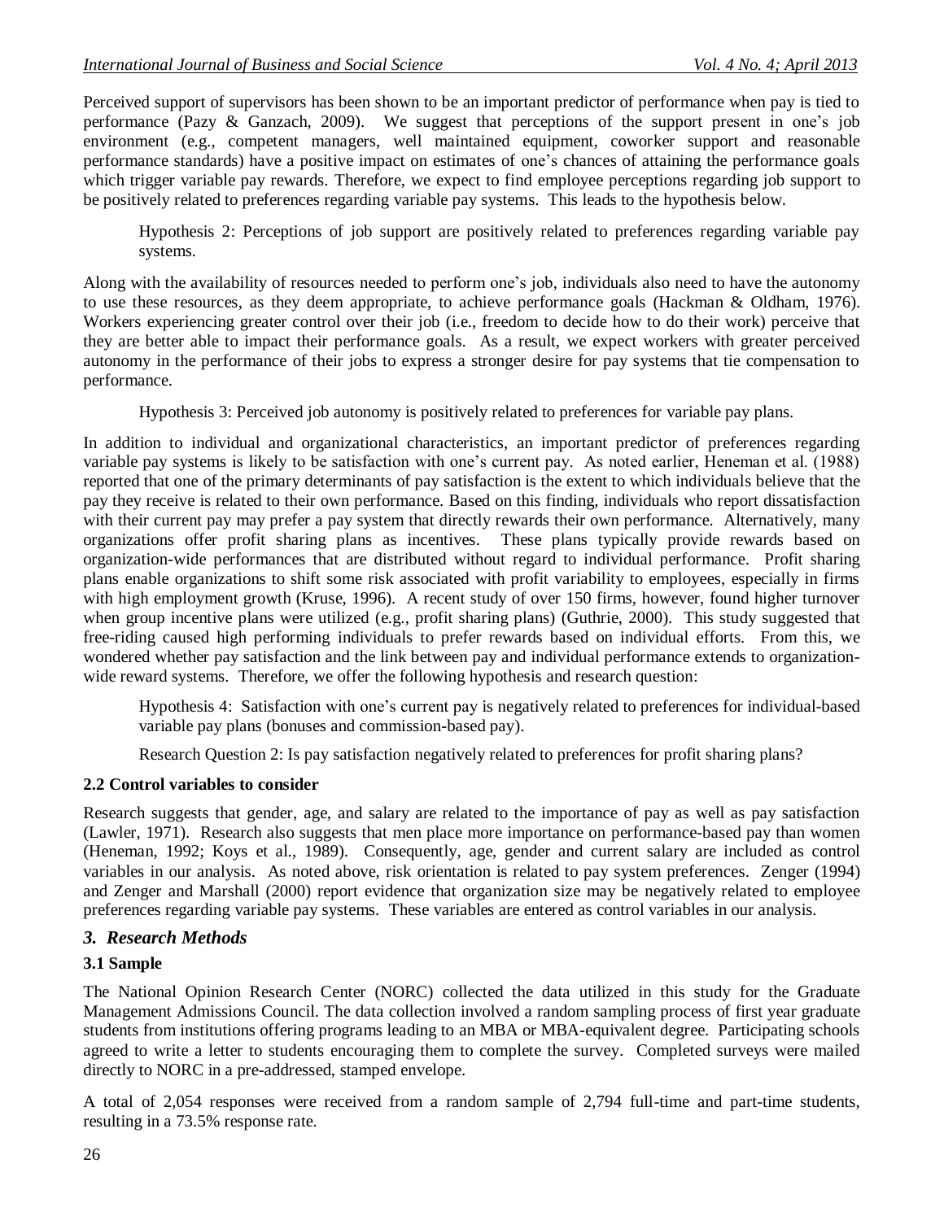Perceived support of supervisors has been shown to be an important predictor of performance when pay is tied to performance (Pazy & Ganzach, 2009). We suggest that perceptions of the support present in one's job environment (e.g., competent managers, well maintained equipment, coworker support and reasonable performance standards) have a positive impact on estimates of one's chances of attaining the performance goals which trigger variable pay rewards. Therefore, we expect to find employee perceptions regarding job support to be positively related to preferences regarding variable pay systems. This leads to the hypothesis below.

> Hypothesis 2: Perceptions of job support are positively related to preferences regarding variable pay systems.

Along with the availability of resources needed to perform one's job, individuals also need to have the autonomy to use these resources, as they deem appropriate, to achieve performance goals (Hackman & Oldham, 1976). Workers experiencing greater control over their job (i.e., freedom to decide how to do their work) perceive that they are better able to impact their performance goals. As a result, we expect workers with greater perceived autonomy in the performance of their jobs to express a stronger desire for pay systems that tie compensation to performance.

> Hypothesis 3: Perceived job autonomy is positively related to preferences for variable pay plans.

In addition to individual and organizational characteristics, an important predictor of preferences regarding variable pay systems is likely to be satisfaction with one's current pay. As noted earlier, Heneman et al. (1988) reported that one of the primary determinants of pay satisfaction is the extent to which individuals believe that the pay they receive is related to their own performance. Based on this finding, individuals who report dissatisfaction with their current pay may prefer a pay system that directly rewards their own performance. Alternatively, many organizations offer profit sharing plans as incentives. These plans typically provide rewards based on organization-wide performances that are distributed without regard to individual performance. Profit sharing plans enable organizations to shift some risk associated with profit variability to employees, especially in firms with high employment growth (Kruse, 1996). A recent study of over 150 firms, however, found higher turnover when group incentive plans were utilized (e.g., profit sharing plans) (Guthrie, 2000). This study suggested that free-riding caused high performing individuals to prefer rewards based on individual efforts. From this, we wondered whether pay satisfaction and the link between pay and individual performance extends to organization-wide reward systems. Therefore, we offer the following hypothesis and research question:

> Hypothesis 4: Satisfaction with one's current pay is negatively related to preferences for individual-based variable pay plans (bonuses and commission-based pay).
>
> Research Question 2: Is pay satisfaction negatively related to preferences for profit sharing plans?

### 2.2 Control variables to consider

Research suggests that gender, age, and salary are related to the importance of pay as well as pay satisfaction (Lawler, 1971). Research also suggests that men place more importance on performance-based pay than women (Heneman, 1992; Koys et al., 1989). Consequently, age, gender and current salary are included as control variables in our analysis. As noted above, risk orientation is related to pay system preferences. Zenger (1994) and Zenger and Marshall (2000) report evidence that organization size may be negatively related to employee preferences regarding variable pay systems. These variables are entered as control variables in our analysis.

## *3. Research Methods*

### 3.1 Sample

The National Opinion Research Center (NORC) collected the data utilized in this study for the Graduate Management Admissions Council. The data collection involved a random sampling process of first year graduate students from institutions offering programs leading to an MBA or MBA-equivalent degree. Participating schools agreed to write a letter to students encouraging them to complete the survey. Completed surveys were mailed directly to NORC in a pre-addressed, stamped envelope.

A total of 2,054 responses were received from a random sample of 2,794 full-time and part-time students, resulting in a 73.5% response rate.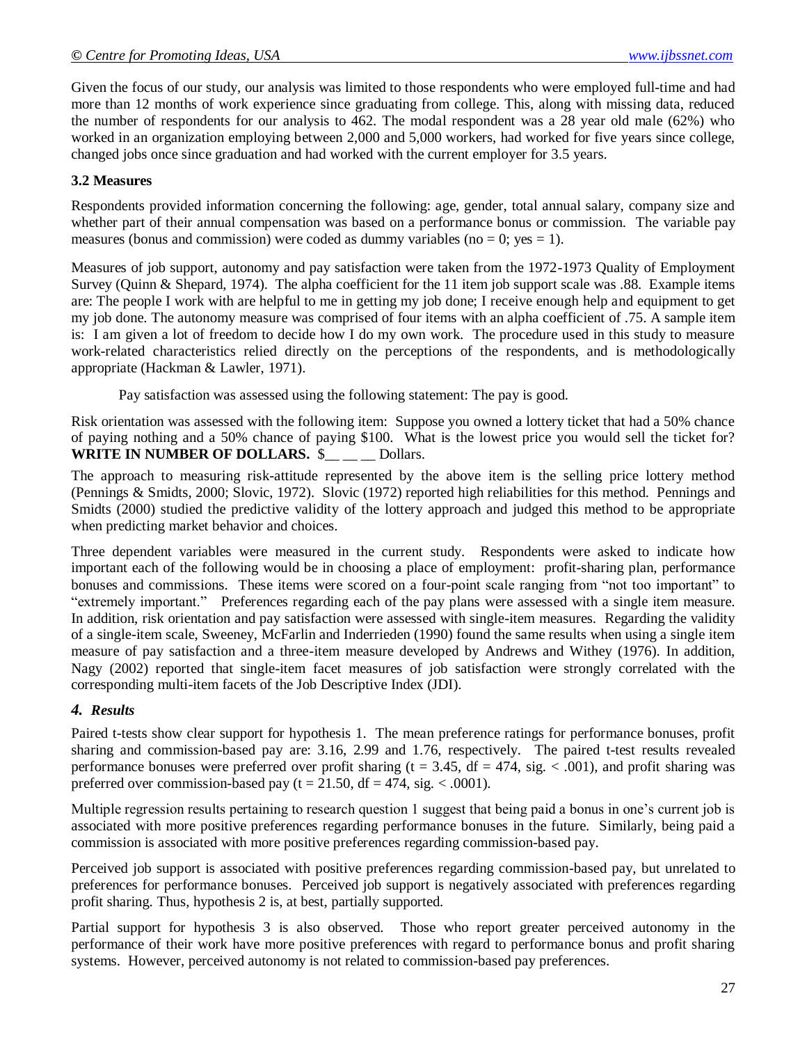Given the focus of our study, our analysis was limited to those respondents who were employed full-time and had more than 12 months of work experience since graduating from college. This, along with missing data, reduced the number of respondents for our analysis to 462. The modal respondent was a 28 year old male (62%) who worked in an organization employing between 2,000 and 5,000 workers, had worked for five years since college, changed jobs once since graduation and had worked with the current employer for 3.5 years.

### 3.2 Measures

Respondents provided information concerning the following: age, gender, total annual salary, company size and whether part of their annual compensation was based on a performance bonus or commission. The variable pay measures (bonus and commission) were coded as dummy variables (no = 0; yes = 1).

Measures of job support, autonomy and pay satisfaction were taken from the 1972-1973 Quality of Employment Survey (Quinn & Shepard, 1974). The alpha coefficient for the 11 item job support scale was .88. Example items are: The people I work with are helpful to me in getting my job done; I receive enough help and equipment to get my job done. The autonomy measure was comprised of four items with an alpha coefficient of .75. A sample item is: I am given a lot of freedom to decide how I do my own work. The procedure used in this study to measure work-related characteristics relied directly on the perceptions of the respondents, and is methodologically appropriate (Hackman & Lawler, 1971).

Pay satisfaction was assessed using the following statement: The pay is good.

Risk orientation was assessed with the following item: Suppose you owned a lottery ticket that had a 50% chance of paying nothing and a 50% chance of paying $100. What is the lowest price you would sell the ticket for? **WRITE IN NUMBER OF DOLLARS.** $__ __ __ Dollars.

The approach to measuring risk-attitude represented by the above item is the selling price lottery method (Pennings & Smidts, 2000; Slovic, 1972). Slovic (1972) reported high reliabilities for this method. Pennings and Smidts (2000) studied the predictive validity of the lottery approach and judged this method to be appropriate when predicting market behavior and choices.

Three dependent variables were measured in the current study. Respondents were asked to indicate how important each of the following would be in choosing a place of employment: profit-sharing plan, performance bonuses and commissions. These items were scored on a four-point scale ranging from "not too important" to "extremely important." Preferences regarding each of the pay plans were assessed with a single item measure. In addition, risk orientation and pay satisfaction were assessed with single-item measures. Regarding the validity of a single-item scale, Sweeney, McFarlin and Inderrieden (1990) found the same results when using a single item measure of pay satisfaction and a three-item measure developed by Andrews and Withey (1976). In addition, Nagy (2002) reported that single-item facet measures of job satisfaction were strongly correlated with the corresponding multi-item facets of the Job Descriptive Index (JDI).

## *4. Results*

Paired t-tests show clear support for hypothesis 1. The mean preference ratings for performance bonuses, profit sharing and commission-based pay are: 3.16, 2.99 and 1.76, respectively. The paired t-test results revealed performance bonuses were preferred over profit sharing ($t = 3.45$, $df = 474$, sig. $< .001$), and profit sharing was preferred over commission-based pay ($t = 21.50$, $df = 474$, sig. $< .0001$).

Multiple regression results pertaining to research question 1 suggest that being paid a bonus in one's current job is associated with more positive preferences regarding performance bonuses in the future. Similarly, being paid a commission is associated with more positive preferences regarding commission-based pay.

Perceived job support is associated with positive preferences regarding commission-based pay, but unrelated to preferences for performance bonuses. Perceived job support is negatively associated with preferences regarding profit sharing. Thus, hypothesis 2 is, at best, partially supported.

Partial support for hypothesis 3 is also observed. Those who report greater perceived autonomy in the performance of their work have more positive preferences with regard to performance bonus and profit sharing systems. However, perceived autonomy is not related to commission-based pay preferences.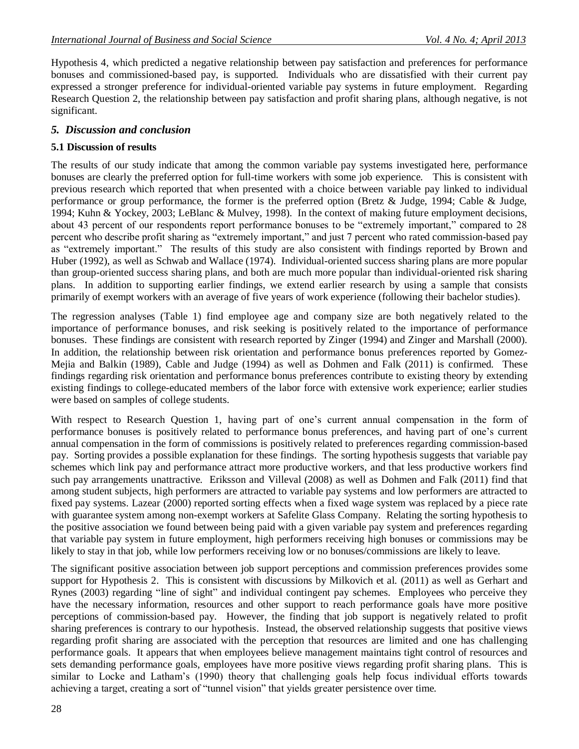Hypothesis 4, which predicted a negative relationship between pay satisfaction and preferences for performance bonuses and commissioned-based pay, is supported. Individuals who are dissatisfied with their current pay expressed a stronger preference for individual-oriented variable pay systems in future employment. Regarding Research Question 2, the relationship between pay satisfaction and profit sharing plans, although negative, is not significant.

## *5. Discussion and conclusion*

### 5.1 Discussion of results

The results of our study indicate that among the common variable pay systems investigated here, performance bonuses are clearly the preferred option for full-time workers with some job experience. This is consistent with previous research which reported that when presented with a choice between variable pay linked to individual performance or group performance, the former is the preferred option (Bretz & Judge, 1994; Cable & Judge, 1994; Kuhn & Yockey, 2003; LeBlanc & Mulvey, 1998). In the context of making future employment decisions, about 43 percent of our respondents report performance bonuses to be "extremely important," compared to 28 percent who describe profit sharing as "extremely important," and just 7 percent who rated commission-based pay as "extremely important." The results of this study are also consistent with findings reported by Brown and Huber (1992), as well as Schwab and Wallace (1974). Individual-oriented success sharing plans are more popular than group-oriented success sharing plans, and both are much more popular than individual-oriented risk sharing plans. In addition to supporting earlier findings, we extend earlier research by using a sample that consists primarily of exempt workers with an average of five years of work experience (following their bachelor studies).

The regression analyses (Table 1) find employee age and company size are both negatively related to the importance of performance bonuses, and risk seeking is positively related to the importance of performance bonuses. These findings are consistent with research reported by Zinger (1994) and Zinger and Marshall (2000). In addition, the relationship between risk orientation and performance bonus preferences reported by Gomez-Mejia and Balkin (1989), Cable and Judge (1994) as well as Dohmen and Falk (2011) is confirmed. These findings regarding risk orientation and performance bonus preferences contribute to existing theory by extending existing findings to college-educated members of the labor force with extensive work experience; earlier studies were based on samples of college students.

With respect to Research Question 1, having part of one's current annual compensation in the form of performance bonuses is positively related to performance bonus preferences, and having part of one's current annual compensation in the form of commissions is positively related to preferences regarding commission-based pay. Sorting provides a possible explanation for these findings. The sorting hypothesis suggests that variable pay schemes which link pay and performance attract more productive workers, and that less productive workers find such pay arrangements unattractive. Eriksson and Villeval (2008) as well as Dohmen and Falk (2011) find that among student subjects, high performers are attracted to variable pay systems and low performers are attracted to fixed pay systems. Lazear (2000) reported sorting effects when a fixed wage system was replaced by a piece rate with guarantee system among non-exempt workers at Safelite Glass Company. Relating the sorting hypothesis to the positive association we found between being paid with a given variable pay system and preferences regarding that variable pay system in future employment, high performers receiving high bonuses or commissions may be likely to stay in that job, while low performers receiving low or no bonuses/commissions are likely to leave.

The significant positive association between job support perceptions and commission preferences provides some support for Hypothesis 2. This is consistent with discussions by Milkovich et al. (2011) as well as Gerhart and Rynes (2003) regarding "line of sight" and individual contingent pay schemes. Employees who perceive they have the necessary information, resources and other support to reach performance goals have more positive perceptions of commission-based pay. However, the finding that job support is negatively related to profit sharing preferences is contrary to our hypothesis. Instead, the observed relationship suggests that positive views regarding profit sharing are associated with the perception that resources are limited and one has challenging performance goals. It appears that when employees believe management maintains tight control of resources and sets demanding performance goals, employees have more positive views regarding profit sharing plans. This is similar to Locke and Latham's (1990) theory that challenging goals help focus individual efforts towards achieving a target, creating a sort of "tunnel vision" that yields greater persistence over time.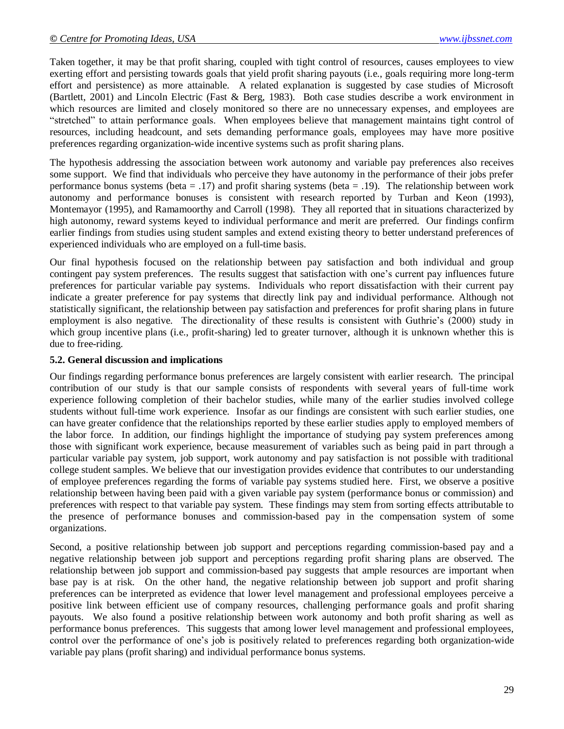Taken together, it may be that profit sharing, coupled with tight control of resources, causes employees to view exerting effort and persisting towards goals that yield profit sharing payouts (i.e., goals requiring more long-term effort and persistence) as more attainable. A related explanation is suggested by case studies of Microsoft (Bartlett, 2001) and Lincoln Electric (Fast & Berg, 1983). Both case studies describe a work environment in which resources are limited and closely monitored so there are no unnecessary expenses, and employees are "stretched" to attain performance goals. When employees believe that management maintains tight control of resources, including headcount, and sets demanding performance goals, employees may have more positive preferences regarding organization-wide incentive systems such as profit sharing plans.

The hypothesis addressing the association between work autonomy and variable pay preferences also receives some support. We find that individuals who perceive they have autonomy in the performance of their jobs prefer performance bonus systems (beta = .17) and profit sharing systems (beta = .19). The relationship between work autonomy and performance bonuses is consistent with research reported by Turban and Keon (1993), Montemayor (1995), and Ramamoorthy and Carroll (1998). They all reported that in situations characterized by high autonomy, reward systems keyed to individual performance and merit are preferred. Our findings confirm earlier findings from studies using student samples and extend existing theory to better understand preferences of experienced individuals who are employed on a full-time basis.

Our final hypothesis focused on the relationship between pay satisfaction and both individual and group contingent pay system preferences. The results suggest that satisfaction with one's current pay influences future preferences for particular variable pay systems. Individuals who report dissatisfaction with their current pay indicate a greater preference for pay systems that directly link pay and individual performance. Although not statistically significant, the relationship between pay satisfaction and preferences for profit sharing plans in future employment is also negative. The directionality of these results is consistent with Guthrie's (2000) study in which group incentive plans (i.e., profit-sharing) led to greater turnover, although it is unknown whether this is due to free-riding.

### 5.2. General discussion and implications

Our findings regarding performance bonus preferences are largely consistent with earlier research. The principal contribution of our study is that our sample consists of respondents with several years of full-time work experience following completion of their bachelor studies, while many of the earlier studies involved college students without full-time work experience. Insofar as our findings are consistent with such earlier studies, one can have greater confidence that the relationships reported by these earlier studies apply to employed members of the labor force. In addition, our findings highlight the importance of studying pay system preferences among those with significant work experience, because measurement of variables such as being paid in part through a particular variable pay system, job support, work autonomy and pay satisfaction is not possible with traditional college student samples. We believe that our investigation provides evidence that contributes to our understanding of employee preferences regarding the forms of variable pay systems studied here. First, we observe a positive relationship between having been paid with a given variable pay system (performance bonus or commission) and preferences with respect to that variable pay system. These findings may stem from sorting effects attributable to the presence of performance bonuses and commission-based pay in the compensation system of some organizations.

Second, a positive relationship between job support and perceptions regarding commission-based pay and a negative relationship between job support and perceptions regarding profit sharing plans are observed. The relationship between job support and commission-based pay suggests that ample resources are important when base pay is at risk. On the other hand, the negative relationship between job support and profit sharing preferences can be interpreted as evidence that lower level management and professional employees perceive a positive link between efficient use of company resources, challenging performance goals and profit sharing payouts. We also found a positive relationship between work autonomy and both profit sharing as well as performance bonus preferences. This suggests that among lower level management and professional employees, control over the performance of one's job is positively related to preferences regarding both organization-wide variable pay plans (profit sharing) and individual performance bonus systems.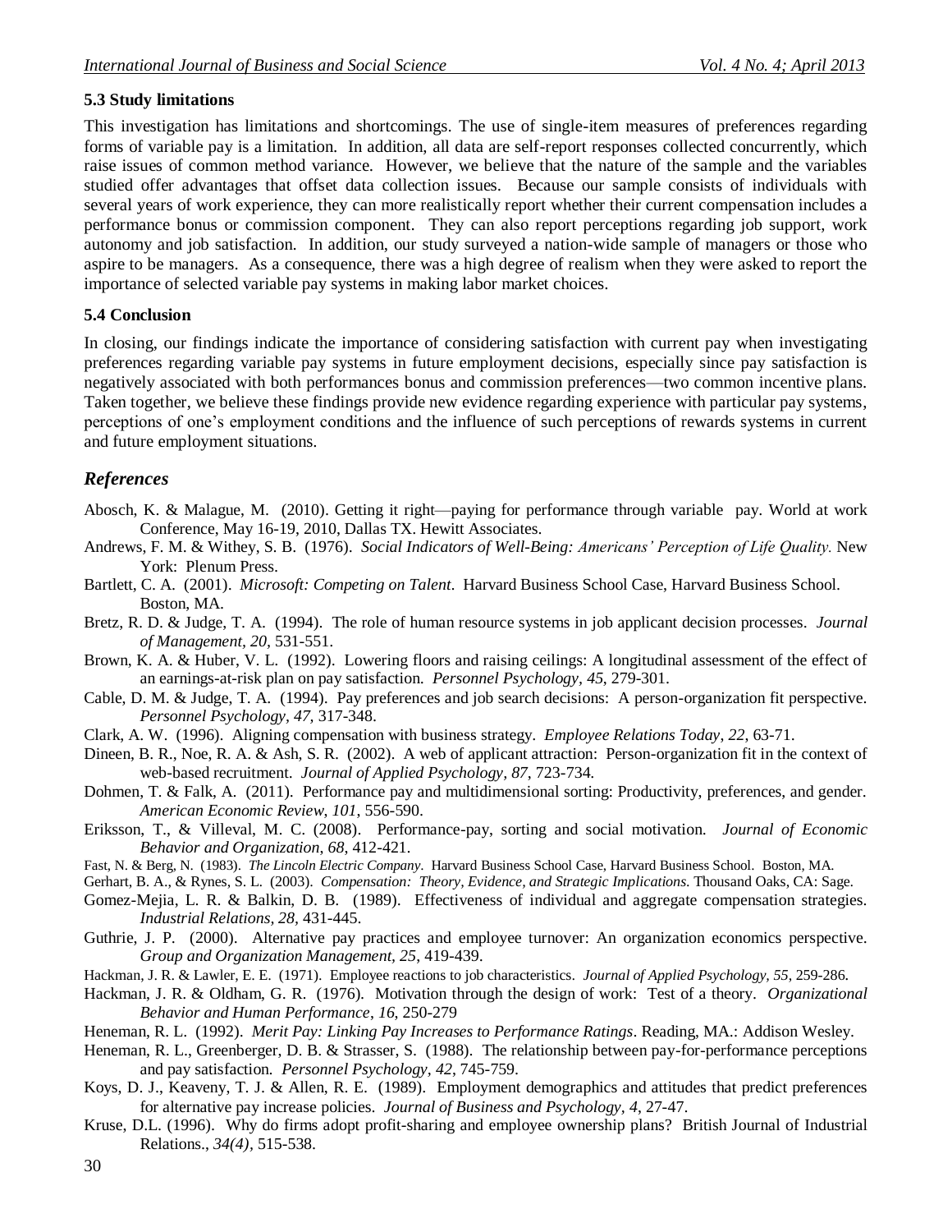### 5.3 Study limitations

This investigation has limitations and shortcomings. The use of single-item measures of preferences regarding forms of variable pay is a limitation. In addition, all data are self-report responses collected concurrently, which raise issues of common method variance. However, we believe that the nature of the sample and the variables studied offer advantages that offset data collection issues. Because our sample consists of individuals with several years of work experience, they can more realistically report whether their current compensation includes a performance bonus or commission component. They can also report perceptions regarding job support, work autonomy and job satisfaction. In addition, our study surveyed a nation-wide sample of managers or those who aspire to be managers. As a consequence, there was a high degree of realism when they were asked to report the importance of selected variable pay systems in making labor market choices.

### 5.4 Conclusion

In closing, our findings indicate the importance of considering satisfaction with current pay when investigating preferences regarding variable pay systems in future employment decisions, especially since pay satisfaction is negatively associated with both performances bonus and commission preferences—two common incentive plans. Taken together, we believe these findings provide new evidence regarding experience with particular pay systems, perceptions of one's employment conditions and the influence of such perceptions of rewards systems in current and future employment situations.

## *References*

Abosch, K. & Malague, M. (2010). Getting it right—paying for performance through variable pay. World at work Conference, May 16-19, 2010, Dallas TX. Hewitt Associates.

Andrews, F. M. & Withey, S. B. (1976). *Social Indicators of Well-Being: Americans' Perception of Life Quality.* New York: Plenum Press.

Bartlett, C. A. (2001). *Microsoft: Competing on Talent*. Harvard Business School Case, Harvard Business School. Boston, MA.

Bretz, R. D. & Judge, T. A. (1994). The role of human resource systems in job applicant decision processes. *Journal of Management, 20*, 531-551.

Brown, K. A. & Huber, V. L. (1992). Lowering floors and raising ceilings: A longitudinal assessment of the effect of an earnings-at-risk plan on pay satisfaction. *Personnel Psychology, 45*, 279-301.

Cable, D. M. & Judge, T. A. (1994). Pay preferences and job search decisions: A person-organization fit perspective. *Personnel Psychology, 47*, 317-348.

Clark, A. W. (1996). Aligning compensation with business strategy. *Employee Relations Today, 22*, 63-71.

Dineen, B. R., Noe, R. A. & Ash, S. R. (2002). A web of applicant attraction: Person-organization fit in the context of web-based recruitment. *Journal of Applied Psychology, 87*, 723-734.

Dohmen, T. & Falk, A. (2011). Performance pay and multidimensional sorting: Productivity, preferences, and gender. *American Economic Review, 101*, 556-590.

Eriksson, T., & Villeval, M. C. (2008). Performance-pay, sorting and social motivation. *Journal of Economic Behavior and Organization, 68*, 412-421.

Fast, N. & Berg, N. (1983). *The Lincoln Electric Company*. Harvard Business School Case, Harvard Business School. Boston, MA.

Gerhart, B. A., & Rynes, S. L. (2003). *Compensation: Theory, Evidence, and Strategic Implications*. Thousand Oaks, CA: Sage.

Gomez-Mejia, L. R. & Balkin, D. B. (1989). Effectiveness of individual and aggregate compensation strategies. *Industrial Relations, 28*, 431-445.

Guthrie, J. P. (2000). Alternative pay practices and employee turnover: An organization economics perspective. *Group and Organization Management, 25*, 419-439.

Hackman, J. R. & Lawler, E. E. (1971). Employee reactions to job characteristics. *Journal of Applied Psychology, 55*, 259-286.

Hackman, J. R. & Oldham, G. R. (1976). Motivation through the design of work: Test of a theory. *Organizational Behavior and Human Performance, 16*, 250-279

Heneman, R. L. (1992). *Merit Pay: Linking Pay Increases to Performance Ratings*. Reading, MA.: Addison Wesley.

Heneman, R. L., Greenberger, D. B. & Strasser, S. (1988). The relationship between pay-for-performance perceptions and pay satisfaction. *Personnel Psychology, 42*, 745-759.

Koys, D. J., Keaveny, T. J. & Allen, R. E. (1989). Employment demographics and attitudes that predict preferences for alternative pay increase policies. *Journal of Business and Psychology, 4*, 27-47.

Kruse, D.L. (1996). Why do firms adopt profit-sharing and employee ownership plans? British Journal of Industrial Relations., *34(4)*, 515-538.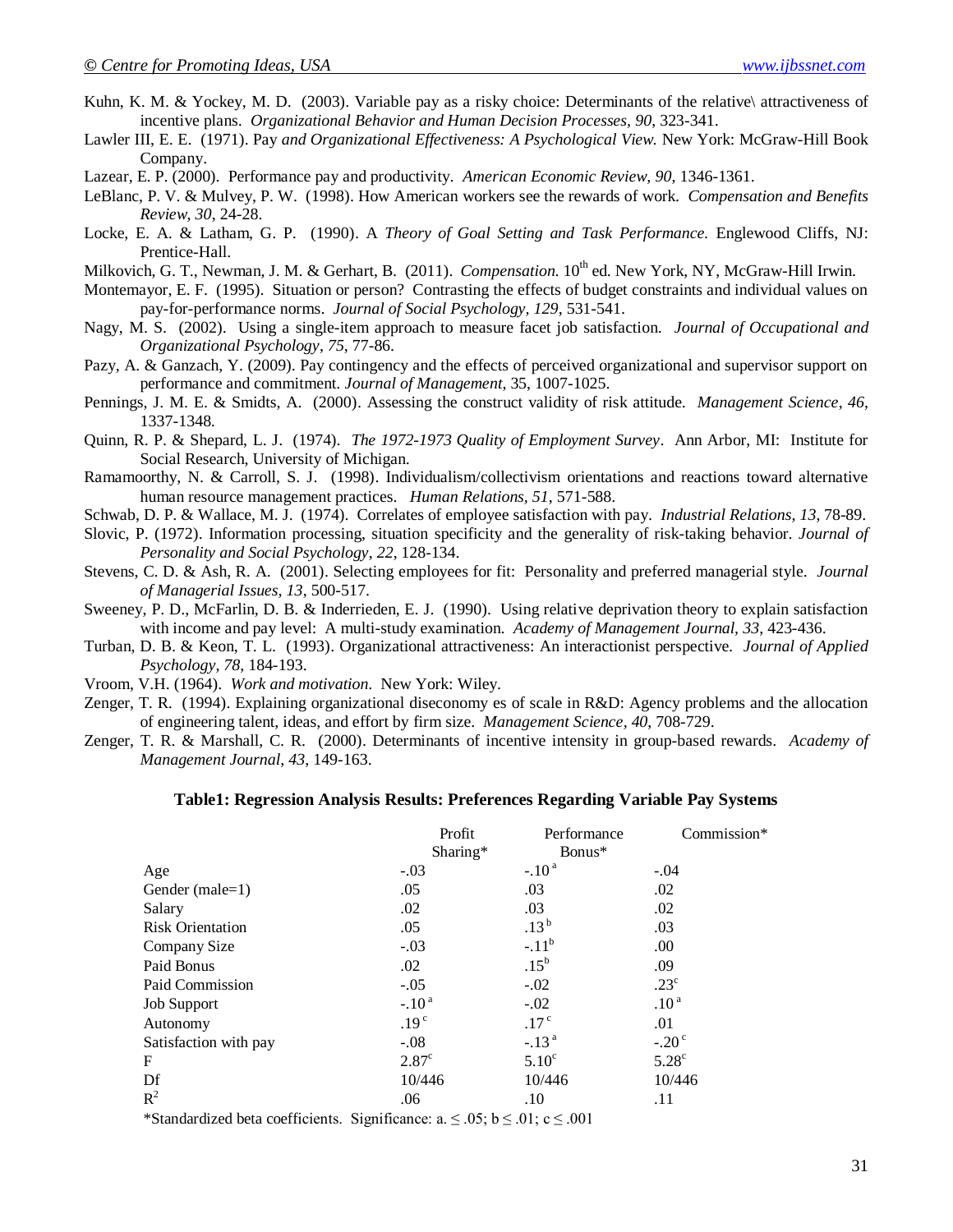Kuhn, K. M. & Yockey, M. D. (2003). Variable pay as a risky choice: Determinants of the relative\ attractiveness of incentive plans. *Organizational Behavior and Human Decision Processes, 90*, 323-341.

Lawler III, E. E. (1971). Pay *and Organizational Effectiveness: A Psychological View.* New York: McGraw-Hill Book Company.

Lazear, E. P. (2000). Performance pay and productivity. *American Economic Review, 90*, 1346-1361.

LeBlanc, P. V. & Mulvey, P. W. (1998). How American workers see the rewards of work. *Compensation and Benefits Review, 30*, 24-28.

Locke, E. A. & Latham, G. P. (1990). A *Theory of Goal Setting and Task Performance.* Englewood Cliffs, NJ: Prentice-Hall.

Milkovich, G. T., Newman, J. M. & Gerhart, B. (2011). *Compensation.* 10th ed. New York, NY, McGraw-Hill Irwin.

Montemayor, E. F. (1995). Situation or person? Contrasting the effects of budget constraints and individual values on pay-for-performance norms. *Journal of Social Psychology, 129*, 531-541.

Nagy, M. S. (2002). Using a single-item approach to measure facet job satisfaction. *Journal of Occupational and Organizational Psychology, 75*, 77-86.

Pazy, A. & Ganzach, Y. (2009). Pay contingency and the effects of perceived organizational and supervisor support on performance and commitment. *Journal of Management*, 35, 1007-1025.

Pennings, J. M. E. & Smidts, A. (2000). Assessing the construct validity of risk attitude. *Management Science, 46*, 1337-1348.

Quinn, R. P. & Shepard, L. J. (1974). *The 1972-1973 Quality of Employment Survey*. Ann Arbor, MI: Institute for Social Research, University of Michigan.

Ramamoorthy, N. & Carroll, S. J. (1998). Individualism/collectivism orientations and reactions toward alternative human resource management practices. *Human Relations, 51*, 571-588.

Schwab, D. P. & Wallace, M. J. (1974). Correlates of employee satisfaction with pay. *Industrial Relations, 13*, 78-89.

Slovic, P. (1972). Information processing, situation specificity and the generality of risk-taking behavior. *Journal of Personality and Social Psychology, 22*, 128-134.

Stevens, C. D. & Ash, R. A. (2001). Selecting employees for fit: Personality and preferred managerial style. *Journal of Managerial Issues, 13*, 500-517.

Sweeney, P. D., McFarlin, D. B. & Inderrieden, E. J. (1990). Using relative deprivation theory to explain satisfaction with income and pay level: A multi-study examination. *Academy of Management Journal, 33*, 423-436.

Turban, D. B. & Keon, T. L. (1993). Organizational attractiveness: An interactionist perspective. *Journal of Applied Psychology, 78*, 184-193.

Vroom, V.H. (1964). *Work and motivation*. New York: Wiley.

Zenger, T. R. (1994). Explaining organizational diseconomy es of scale in R&D: Agency problems and the allocation of engineering talent, ideas, and effort by firm size. *Management Science, 40*, 708-729.

Zenger, T. R. & Marshall, C. R. (2000). Determinants of incentive intensity in group-based rewards. *Academy of Management Journal, 43*, 149-163.

**Table1: Regression Analysis Results: Preferences Regarding Variable Pay Systems**

| | Profit Sharing* | Performance Bonus* | Commission* |
|---|---|---|---|
| Age | -.03 | -.10 [a] | -.04 |
| Gender (male=1) | .05 | .03 | .02 |
| Salary | .02 | .03 | .02 |
| Risk Orientation | .05 | .13 [b] | .03 |
| Company Size | -.03 | -.11 [b] | .00 |
| Paid Bonus | .02 | .15 [b] | .09 |
| Paid Commission | -.05 | -.02 | .23 [c] |
| Job Support | -.10 [a] | -.02 | .10 [a] |
| Autonomy | .19 [c] | .17 [c] | .01 |
| Satisfaction with pay | -.08 | -.13 [a] | -.20 [c] |
| F | 2.87 [c] | 5.10 [c] | 5.28 [c] |
| Df | 10/446 | 10/446 | 10/446 |
| $R^2$ | .06 | .10 | .11 |

*Standardized beta coefficients. Significance: a. $\leq .05$; b $\leq .01$; c $\leq .001$